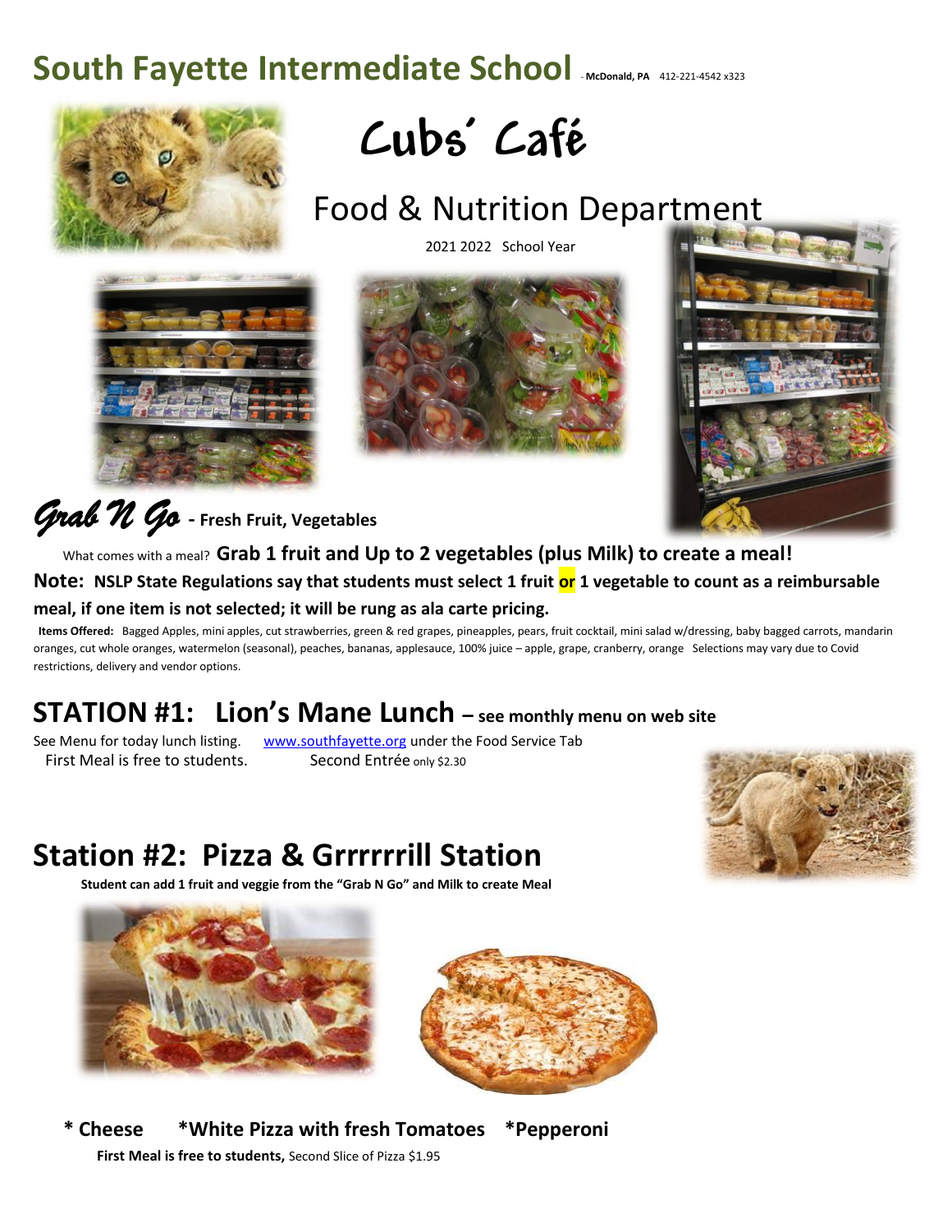# South Fayette Intermediate School - McDonald, PA 412-221-4542 x323

# Cubs' Café

## Food & Nutrition Department

2021 2022 School Year

***Grab N Go*** **- Fresh Fruit, Vegetables**

What comes with a meal? **Grab 1 fruit and Up to 2 vegetables (plus Milk) to create a meal!**

**Note: NSLP State Regulations say that students must select 1 fruit or 1 vegetable to count as a reimbursable meal, if one item is not selected; it will be rung as ala carte pricing.**

**Items Offered:** Bagged Apples, mini apples, cut strawberries, green & red grapes, pineapples, pears, fruit cocktail, mini salad w/dressing, baby bagged carrots, mandarin oranges, cut whole oranges, watermelon (seasonal), peaches, bananas, applesauce, 100% juice – apple, grape, cranberry, orange Selections may vary due to Covid restrictions, delivery and vendor options.

## STATION #1: Lion's Mane Lunch – see monthly menu on web site

See Menu for today lunch listing. www.southfayette.org under the Food Service Tab

First Meal is free to students. Second Entrée only $2.30

## Station #2: Pizza & Grrrrrrill Station

**Student can add 1 fruit and veggie from the "Grab N Go" and Milk to create Meal**

**\* Cheese \*White Pizza with fresh Tomatoes \*Pepperoni**

**First Meal is free to students,** Second Slice of Pizza $1.95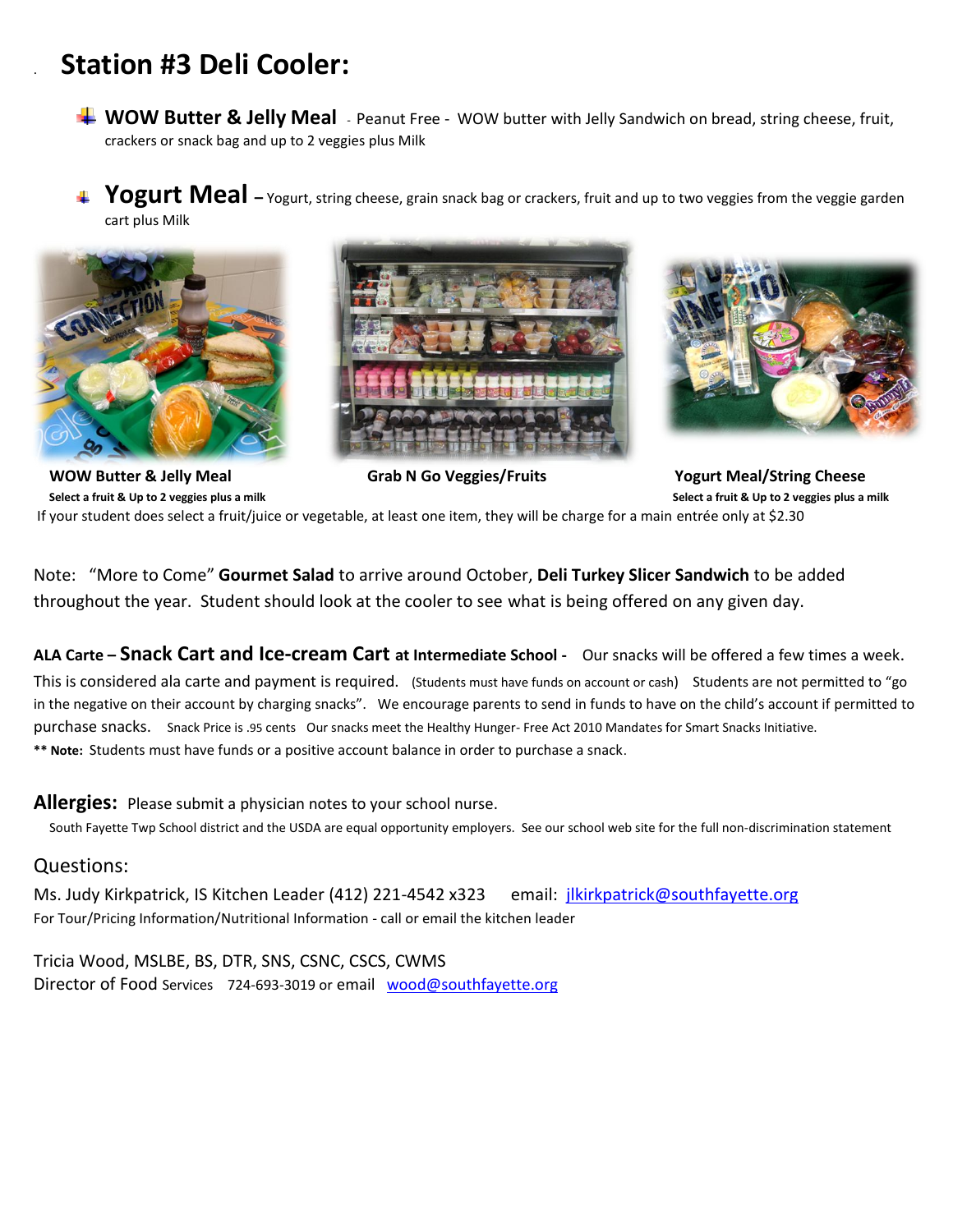# Station #3 Deli Cooler:

- **WOW Butter & Jelly Meal** - Peanut Free - WOW butter with Jelly Sandwich on bread, string cheese, fruit, crackers or snack bag and up to 2 veggies plus Milk

- **Yogurt Meal** – Yogurt, string cheese, grain snack bag or crackers, fruit and up to two veggies from the veggie garden cart plus Milk

**WOW Butter & Jelly Meal**
**Select a fruit & Up to 2 veggies plus a milk**

**Grab N Go Veggies/Fruits**

**Yogurt Meal/String Cheese**
**Select a fruit & Up to 2 veggies plus a milk**

If your student does select a fruit/juice or vegetable, at least one item, they will be charge for a main entrée only at $2.30

Note: "More to Come" **Gourmet Salad** to arrive around October, **Deli Turkey Slicer Sandwich** to be added throughout the year. Student should look at the cooler to see what is being offered on any given day.

**ALA Carte – Snack Cart and Ice-cream Cart at Intermediate School -** Our snacks will be offered a few times a week. This is considered ala carte and payment is required. (Students must have funds on account or cash) Students are not permitted to "go in the negative on their account by charging snacks". We encourage parents to send in funds to have on the child's account if permitted to purchase snacks. Snack Price is .95 cents Our snacks meet the Healthy Hunger- Free Act 2010 Mandates for Smart Snacks Initiative.

**\*\* Note:** Students must have funds or a positive account balance in order to purchase a snack.

**Allergies:** Please submit a physician notes to your school nurse.

South Fayette Twp School district and the USDA are equal opportunity employers. See our school web site for the full non-discrimination statement

Questions:

Ms. Judy Kirkpatrick, IS Kitchen Leader (412) 221-4542 x323 email: jlkirkpatrick@southfayette.org

For Tour/Pricing Information/Nutritional Information - call or email the kitchen leader

Tricia Wood, MSLBE, BS, DTR, SNS, CSNC, CSCS, CWMS

Director of Food Services 724-693-3019 or email wood@southfayette.org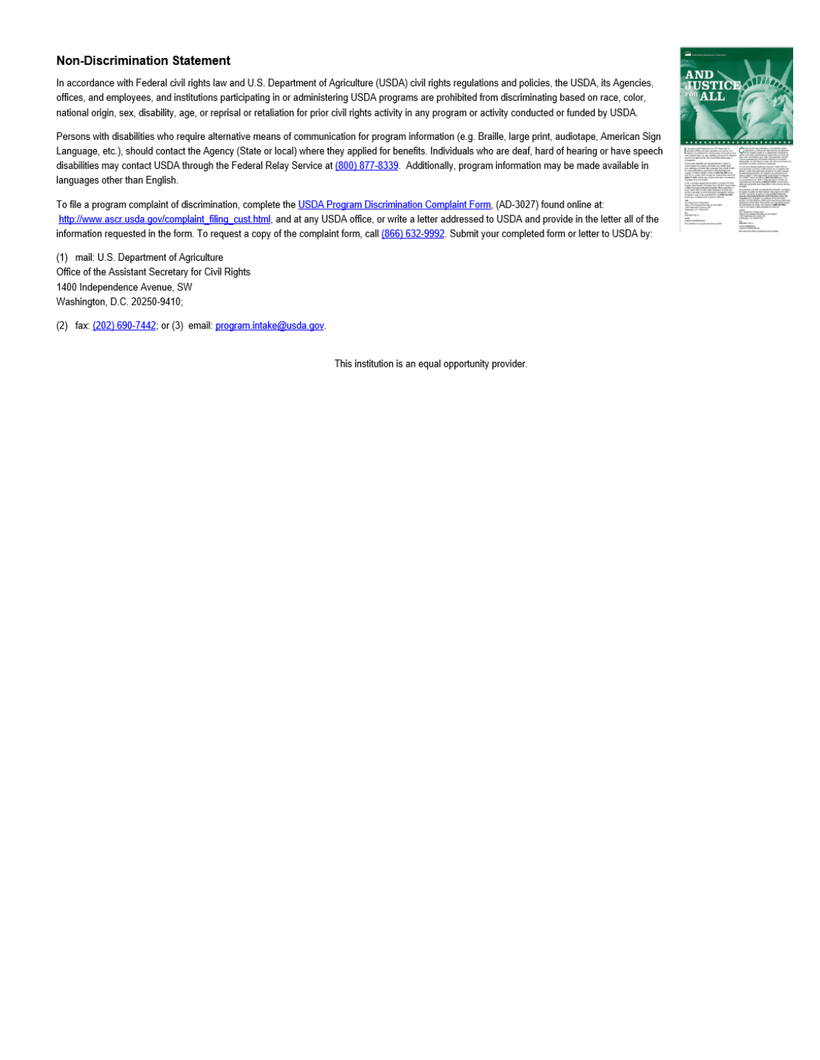## Non-Discrimination Statement

In accordance with Federal civil rights law and U.S. Department of Agriculture (USDA) civil rights regulations and policies, the USDA, its Agencies, offices, and employees, and institutions participating in or administering USDA programs are prohibited from discriminating based on race, color, national origin, sex, disability, age, or reprisal or retaliation for prior civil rights activity in any program or activity conducted or funded by USDA.

Persons with disabilities who require alternative means of communication for program information (e.g. Braille, large print, audiotape, American Sign Language, etc.), should contact the Agency (State or local) where they applied for benefits. Individuals who are deaf, hard of hearing or have speech disabilities may contact USDA through the Federal Relay Service at (800) 877-8339. Additionally, program information may be made available in languages other than English.

To file a program complaint of discrimination, complete the USDA Program Discrimination Complaint Form, (AD-3027) found online at: http://www.ascr.usda.gov/complaint_filing_cust.html, and at any USDA office, or write a letter addressed to USDA and provide in the letter all of the information requested in the form. To request a copy of the complaint form, call (866) 632-9992. Submit your completed form or letter to USDA by:

(1) mail: U.S. Department of Agriculture
Office of the Assistant Secretary for Civil Rights
1400 Independence Avenue, SW
Washington, D.C. 20250-9410;

(2) fax: (202) 690-7442; or (3) email: program.intake@usda.gov.

This institution is an equal opportunity provider.